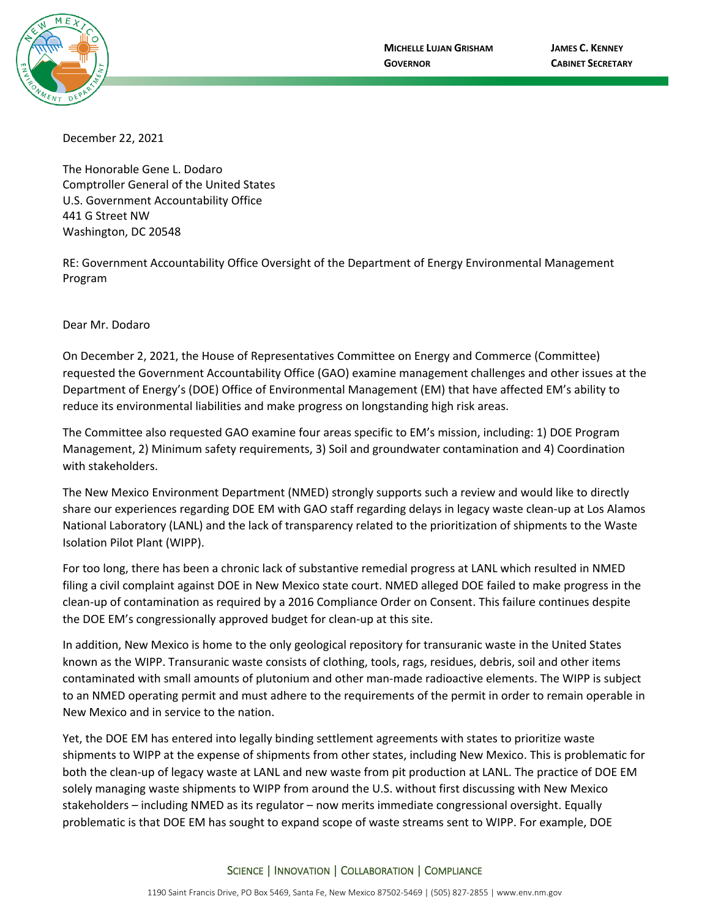MICHELLE LUJAN GRISHAM
GOVERNOR

JAMES C. KENNEY
CABINET SECRETARY

December 22, 2021

The Honorable Gene L. Dodaro
Comptroller General of the United States
U.S. Government Accountability Office
441 G Street NW
Washington, DC 20548

RE: Government Accountability Office Oversight of the Department of Energy Environmental Management Program

Dear Mr. Dodaro

On December 2, 2021, the House of Representatives Committee on Energy and Commerce (Committee) requested the Government Accountability Office (GAO) examine management challenges and other issues at the Department of Energy's (DOE) Office of Environmental Management (EM) that have affected EM's ability to reduce its environmental liabilities and make progress on longstanding high risk areas.

The Committee also requested GAO examine four areas specific to EM's mission, including: 1) DOE Program Management, 2) Minimum safety requirements, 3) Soil and groundwater contamination and 4) Coordination with stakeholders.

The New Mexico Environment Department (NMED) strongly supports such a review and would like to directly share our experiences regarding DOE EM with GAO staff regarding delays in legacy waste clean-up at Los Alamos National Laboratory (LANL) and the lack of transparency related to the prioritization of shipments to the Waste Isolation Pilot Plant (WIPP).

For too long, there has been a chronic lack of substantive remedial progress at LANL which resulted in NMED filing a civil complaint against DOE in New Mexico state court. NMED alleged DOE failed to make progress in the clean-up of contamination as required by a 2016 Compliance Order on Consent. This failure continues despite the DOE EM's congressionally approved budget for clean-up at this site.

In addition, New Mexico is home to the only geological repository for transuranic waste in the United States known as the WIPP. Transuranic waste consists of clothing, tools, rags, residues, debris, soil and other items contaminated with small amounts of plutonium and other man-made radioactive elements. The WIPP is subject to an NMED operating permit and must adhere to the requirements of the permit in order to remain operable in New Mexico and in service to the nation.

Yet, the DOE EM has entered into legally binding settlement agreements with states to prioritize waste shipments to WIPP at the expense of shipments from other states, including New Mexico. This is problematic for both the clean-up of legacy waste at LANL and new waste from pit production at LANL. The practice of DOE EM solely managing waste shipments to WIPP from around the U.S. without first discussing with New Mexico stakeholders – including NMED as its regulator – now merits immediate congressional oversight. Equally problematic is that DOE EM has sought to expand scope of waste streams sent to WIPP. For example, DOE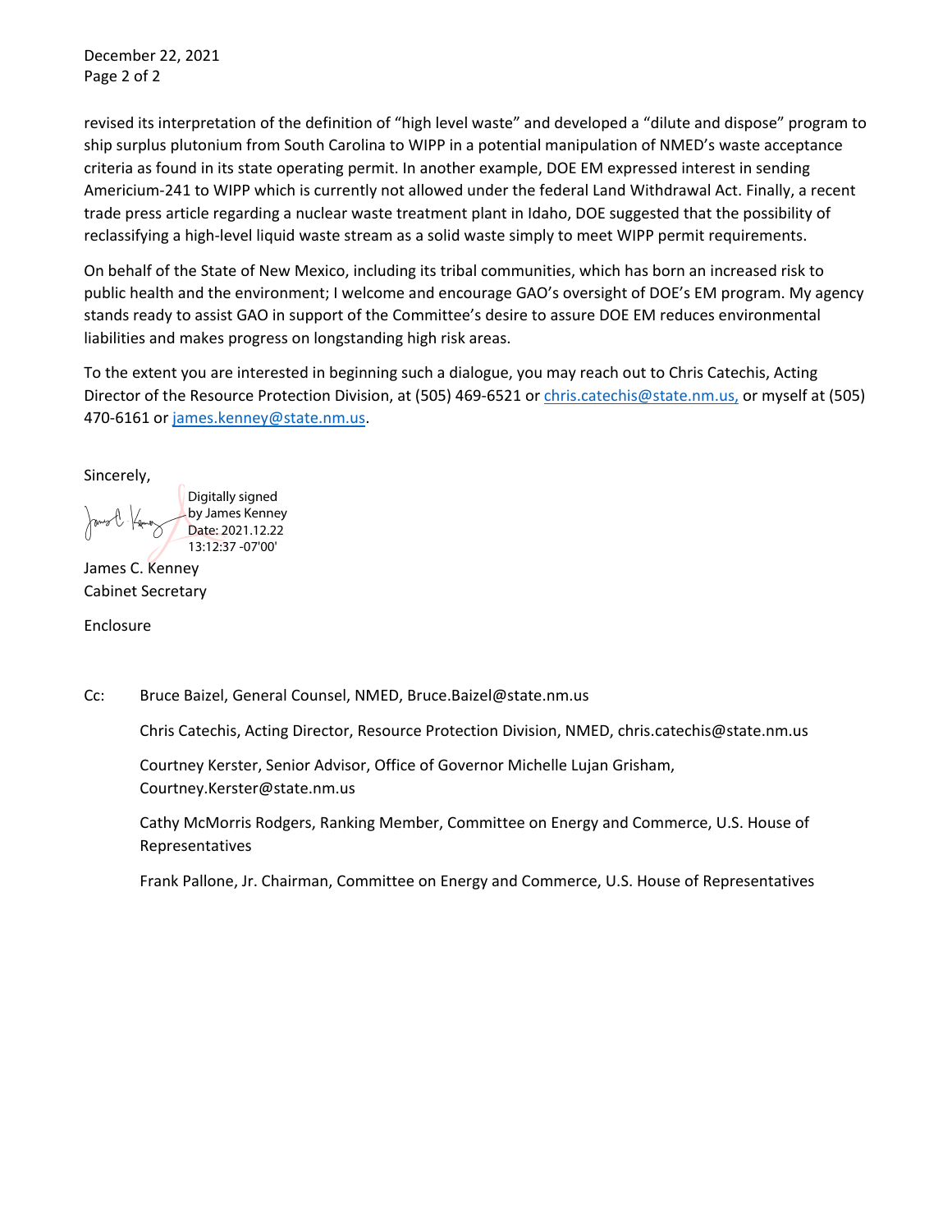revised its interpretation of the definition of "high level waste" and developed a "dilute and dispose" program to ship surplus plutonium from South Carolina to WIPP in a potential manipulation of NMED's waste acceptance criteria as found in its state operating permit. In another example, DOE EM expressed interest in sending Americium-241 to WIPP which is currently not allowed under the federal Land Withdrawal Act. Finally, a recent trade press article regarding a nuclear waste treatment plant in Idaho, DOE suggested that the possibility of reclassifying a high-level liquid waste stream as a solid waste simply to meet WIPP permit requirements.

On behalf of the State of New Mexico, including its tribal communities, which has born an increased risk to public health and the environment; I welcome and encourage GAO's oversight of DOE's EM program. My agency stands ready to assist GAO in support of the Committee's desire to assure DOE EM reduces environmental liabilities and makes progress on longstanding high risk areas.

To the extent you are interested in beginning such a dialogue, you may reach out to Chris Catechis, Acting Director of the Resource Protection Division, at (505) 469-6521 or chris.catechis@state.nm.us, or myself at (505) 470-6161 or james.kenney@state.nm.us.

Sincerely,

Digitally signed by James Kenney
Date: 2021.12.22 13:12:37 -07'00'

James C. Kenney
Cabinet Secretary

Enclosure

Cc: Bruce Baizel, General Counsel, NMED, Bruce.Baizel@state.nm.us

Chris Catechis, Acting Director, Resource Protection Division, NMED, chris.catechis@state.nm.us

Courtney Kerster, Senior Advisor, Office of Governor Michelle Lujan Grisham, Courtney.Kerster@state.nm.us

Cathy McMorris Rodgers, Ranking Member, Committee on Energy and Commerce, U.S. House of Representatives

Frank Pallone, Jr. Chairman, Committee on Energy and Commerce, U.S. House of Representatives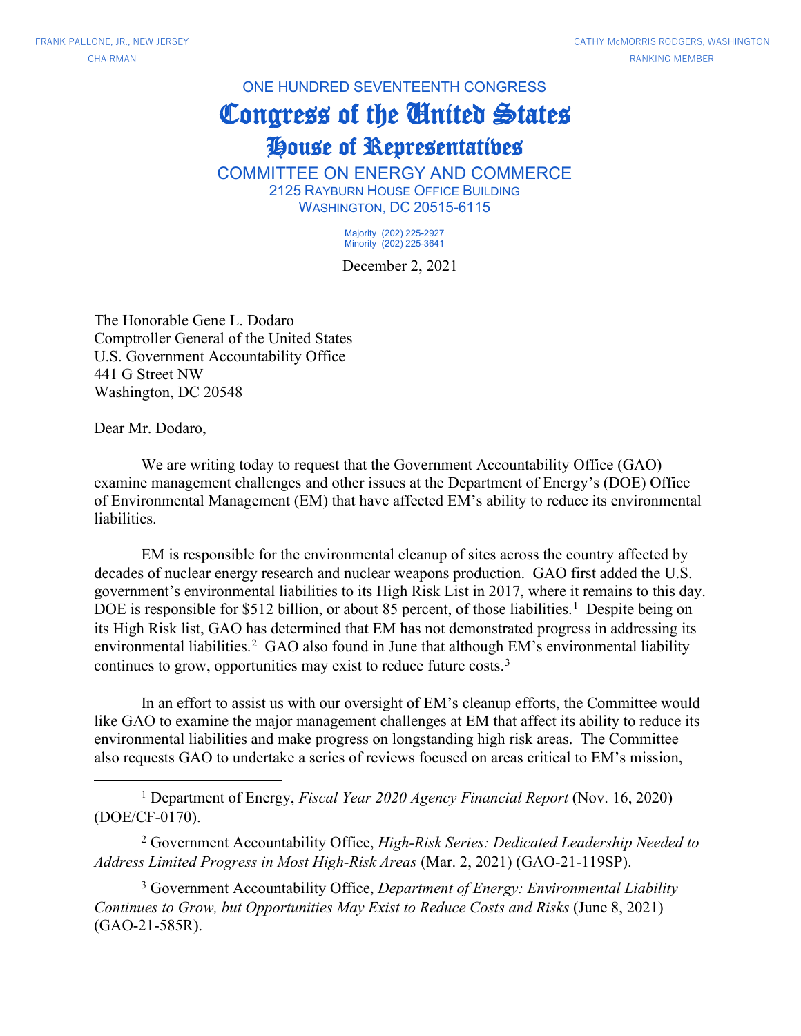FRANK PALLONE, JR., NEW JERSEY
CHAIRMAN

CATHY McMORRIS RODGERS, WASHINGTON
RANKING MEMBER

ONE HUNDRED SEVENTEENTH CONGRESS

# Congress of the United States

## House of Representatives

COMMITTEE ON ENERGY AND COMMERCE
2125 RAYBURN HOUSE OFFICE BUILDING
WASHINGTON, DC 20515-6115

Majority (202) 225-2927
Minority (202) 225-3641

December 2, 2021

The Honorable Gene L. Dodaro
Comptroller General of the United States
U.S. Government Accountability Office
441 G Street NW
Washington, DC 20548

Dear Mr. Dodaro,

We are writing today to request that the Government Accountability Office (GAO) examine management challenges and other issues at the Department of Energy's (DOE) Office of Environmental Management (EM) that have affected EM's ability to reduce its environmental liabilities.

EM is responsible for the environmental cleanup of sites across the country affected by decades of nuclear energy research and nuclear weapons production. GAO first added the U.S. government's environmental liabilities to its High Risk List in 2017, where it remains to this day. DOE is responsible for $512 billion, or about 85 percent, of those liabilities.[1] Despite being on its High Risk list, GAO has determined that EM has not demonstrated progress in addressing its environmental liabilities.[2] GAO also found in June that although EM's environmental liability continues to grow, opportunities may exist to reduce future costs.[3]

In an effort to assist us with our oversight of EM's cleanup efforts, the Committee would like GAO to examine the major management challenges at EM that affect its ability to reduce its environmental liabilities and make progress on longstanding high risk areas. The Committee also requests GAO to undertake a series of reviews focused on areas critical to EM's mission,

---

[1] Department of Energy, *Fiscal Year 2020 Agency Financial Report* (Nov. 16, 2020) (DOE/CF-0170).

[2] Government Accountability Office, *High-Risk Series: Dedicated Leadership Needed to Address Limited Progress in Most High-Risk Areas* (Mar. 2, 2021) (GAO-21-119SP).

[3] Government Accountability Office, *Department of Energy: Environmental Liability Continues to Grow, but Opportunities May Exist to Reduce Costs and Risks* (June 8, 2021) (GAO-21-585R).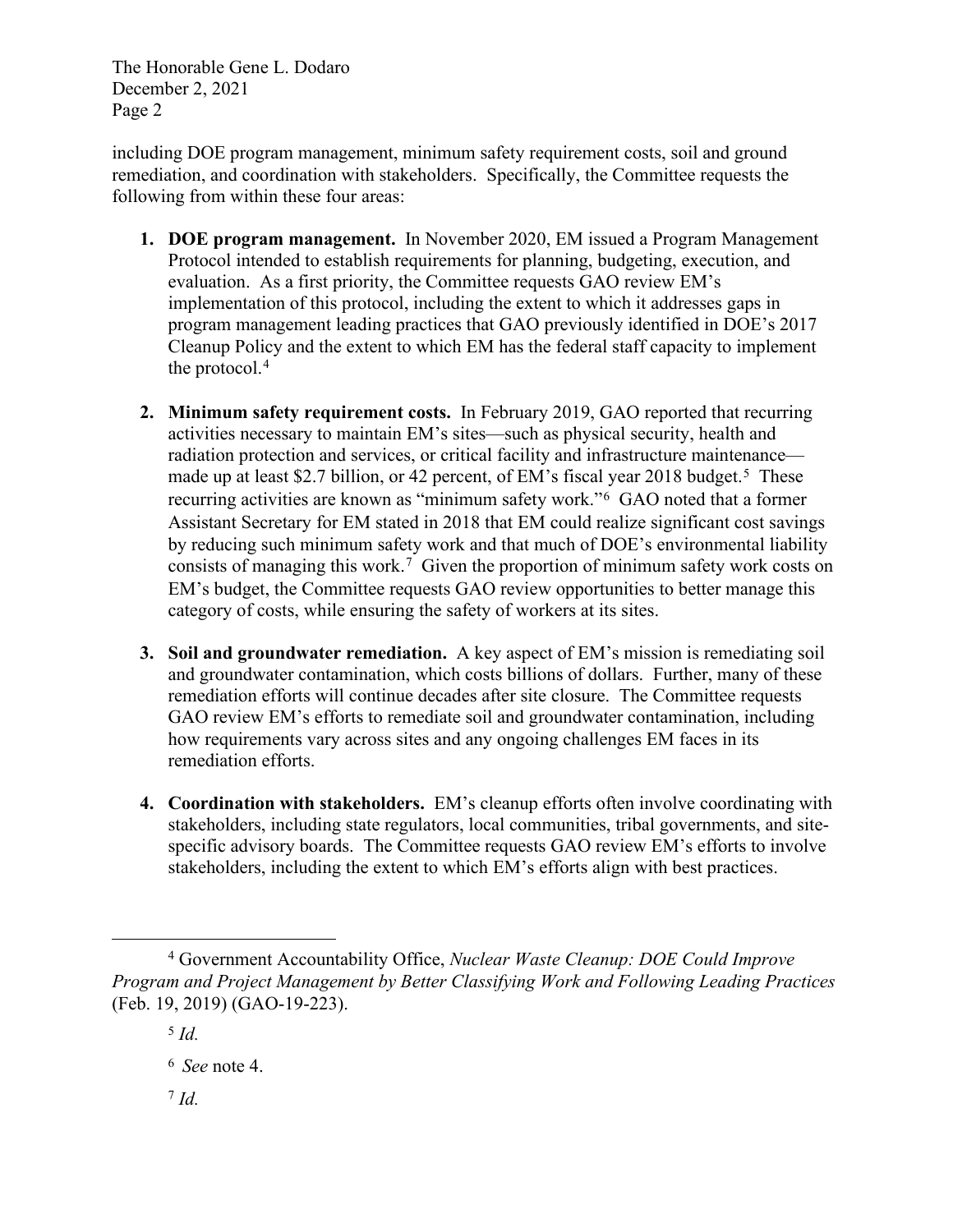including DOE program management, minimum safety requirement costs, soil and ground remediation, and coordination with stakeholders. Specifically, the Committee requests the following from within these four areas:

1. **DOE program management.** In November 2020, EM issued a Program Management Protocol intended to establish requirements for planning, budgeting, execution, and evaluation. As a first priority, the Committee requests GAO review EM's implementation of this protocol, including the extent to which it addresses gaps in program management leading practices that GAO previously identified in DOE's 2017 Cleanup Policy and the extent to which EM has the federal staff capacity to implement the protocol.[4]

2. **Minimum safety requirement costs.** In February 2019, GAO reported that recurring activities necessary to maintain EM's sites—such as physical security, health and radiation protection and services, or critical facility and infrastructure maintenance—made up at least $2.7 billion, or 42 percent, of EM's fiscal year 2018 budget.[5] These recurring activities are known as "minimum safety work."[6] GAO noted that a former Assistant Secretary for EM stated in 2018 that EM could realize significant cost savings by reducing such minimum safety work and that much of DOE's environmental liability consists of managing this work.[7] Given the proportion of minimum safety work costs on EM's budget, the Committee requests GAO review opportunities to better manage this category of costs, while ensuring the safety of workers at its sites.

3. **Soil and groundwater remediation.** A key aspect of EM's mission is remediating soil and groundwater contamination, which costs billions of dollars. Further, many of these remediation efforts will continue decades after site closure. The Committee requests GAO review EM's efforts to remediate soil and groundwater contamination, including how requirements vary across sites and any ongoing challenges EM faces in its remediation efforts.

4. **Coordination with stakeholders.** EM's cleanup efforts often involve coordinating with stakeholders, including state regulators, local communities, tribal governments, and site-specific advisory boards. The Committee requests GAO review EM's efforts to involve stakeholders, including the extent to which EM's efforts align with best practices.

---

[4] Government Accountability Office, *Nuclear Waste Cleanup: DOE Could Improve Program and Project Management by Better Classifying Work and Following Leading Practices* (Feb. 19, 2019) (GAO-19-223).

[5] *Id.*

[6] *See* note 4.

[7] *Id.*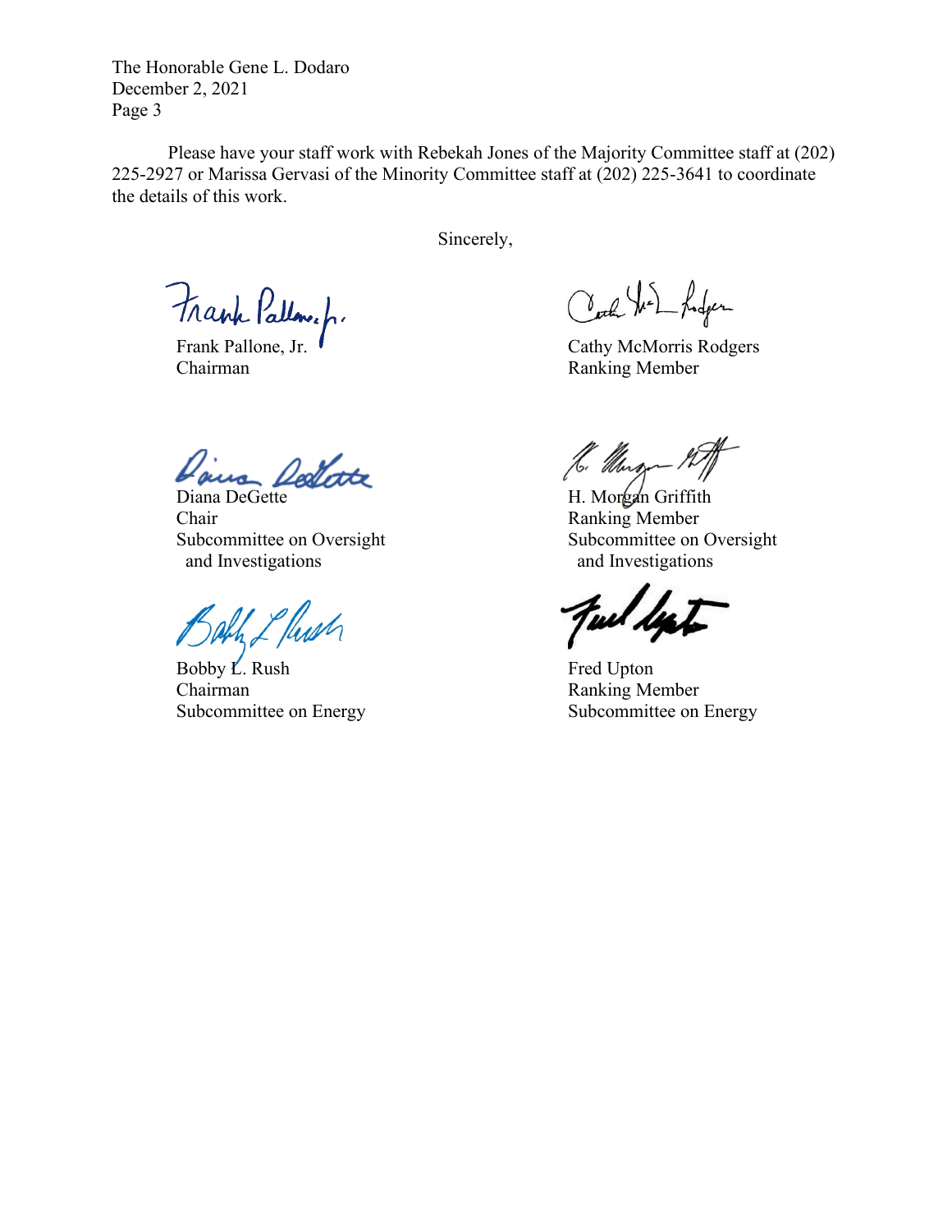The Honorable Gene L. Dodaro
December 2, 2021
Page 3

Please have your staff work with Rebekah Jones of the Majority Committee staff at (202) 225-2927 or Marissa Gervasi of the Minority Committee staff at (202) 225-3641 to coordinate the details of this work.

Sincerely,

Frank Pallone, Jr.
Chairman

Cathy McMorris Rodgers
Ranking Member

Diana DeGette
Chair
Subcommittee on Oversight and Investigations

H. Morgan Griffith
Ranking Member
Subcommittee on Oversight and Investigations

Bobby L. Rush
Chairman
Subcommittee on Energy

Fred Upton
Ranking Member
Subcommittee on Energy